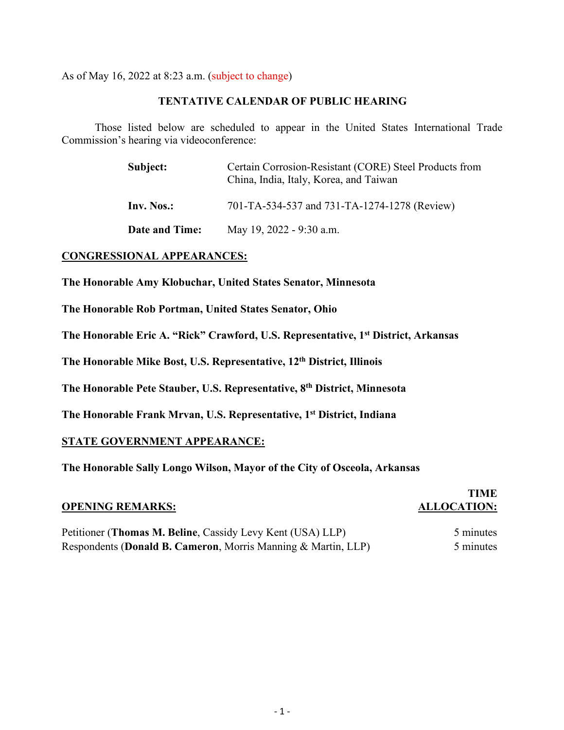As of May 16, 2022 at 8:23 a.m. (subject to change)

## TENTATIVE CALENDAR OF PUBLIC HEARING

Those listed below are scheduled to appear in the United States International Trade Commission's hearing via videoconference:

**Subject:** Certain Corrosion-Resistant (CORE) Steel Products from China, India, Italy, Korea, and Taiwan

**Inv. Nos.:** 701-TA-534-537 and 731-TA-1274-1278 (Review)

**Date and Time:** May 19, 2022 - 9:30 a.m.

**CONGRESSIONAL APPEARANCES:**

**The Honorable Amy Klobuchar, United States Senator, Minnesota**

**The Honorable Rob Portman, United States Senator, Ohio**

**The Honorable Eric A. "Rick" Crawford, U.S. Representative, 1st District, Arkansas**

**The Honorable Mike Bost, U.S. Representative, 12th District, Illinois**

**The Honorable Pete Stauber, U.S. Representative, 8th District, Minnesota**

**The Honorable Frank Mrvan, U.S. Representative, 1st District, Indiana**

**STATE GOVERNMENT APPEARANCE:**

**The Honorable Sally Longo Wilson, Mayor of the City of Osceola, Arkansas**

| OPENING REMARKS: | TIME ALLOCATION: |
|---|---|
| Petitioner (**Thomas M. Beline**, Cassidy Levy Kent (USA) LLP) | 5 minutes |
| Respondents (**Donald B. Cameron**, Morris Manning & Martin, LLP) | 5 minutes |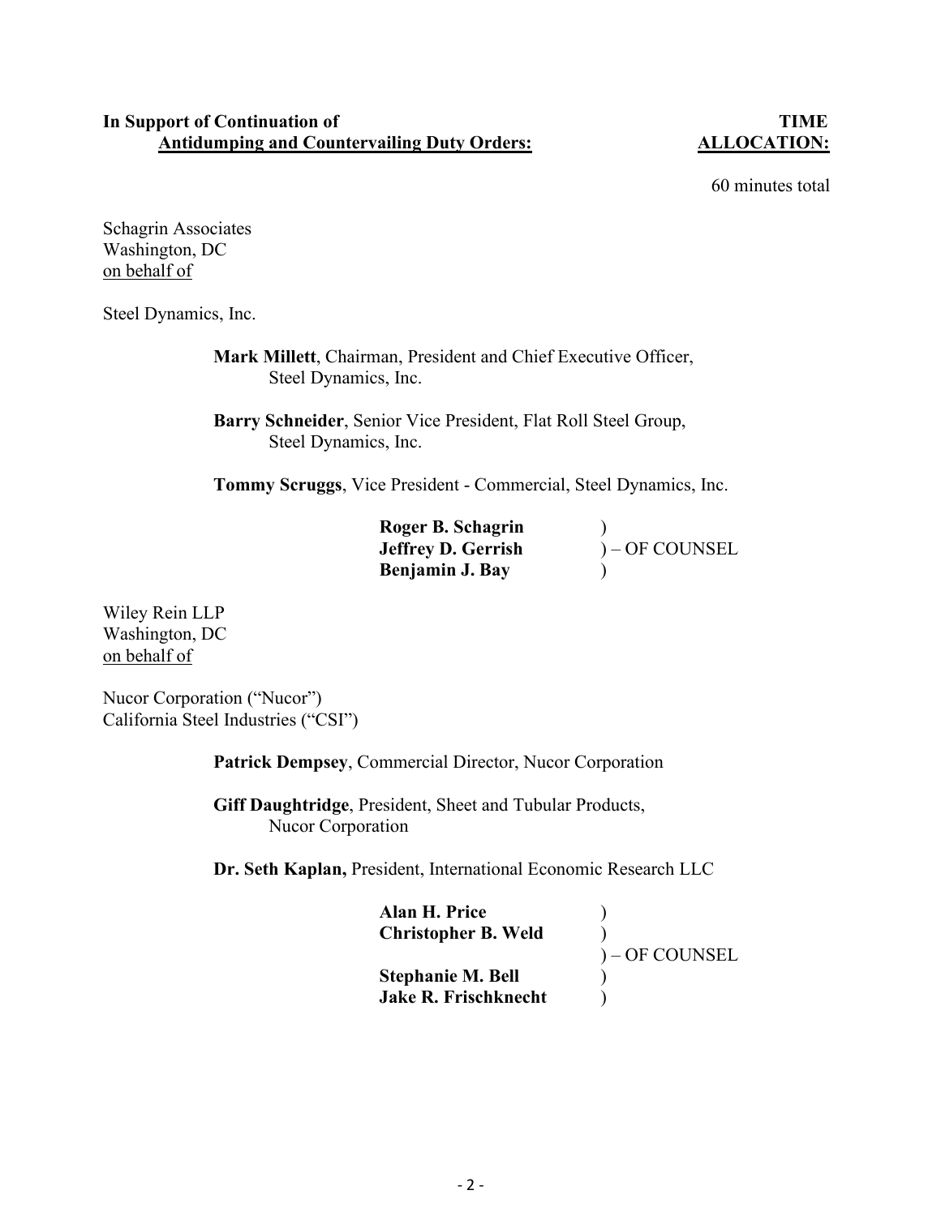**In Support of Continuation of Antidumping and Countervailing Duty Orders:**

**TIME ALLOCATION:**

60 minutes total

Schagrin Associates
Washington, DC
on behalf of

Steel Dynamics, Inc.

**Mark Millett**, Chairman, President and Chief Executive Officer, Steel Dynamics, Inc.

**Barry Schneider**, Senior Vice President, Flat Roll Steel Group, Steel Dynamics, Inc.

**Tommy Scruggs**, Vice President - Commercial, Steel Dynamics, Inc.

**Roger B. Schagrin** )
**Jeffrey D. Gerrish** ) – OF COUNSEL
**Benjamin J. Bay** )

Wiley Rein LLP
Washington, DC
on behalf of

Nucor Corporation ("Nucor")
California Steel Industries ("CSI")

**Patrick Dempsey**, Commercial Director, Nucor Corporation

**Giff Daughtridge**, President, Sheet and Tubular Products, Nucor Corporation

**Dr. Seth Kaplan,** President, International Economic Research LLC

**Alan H. Price** )
**Christopher B. Weld** )
) – OF COUNSEL
**Stephanie M. Bell** )
**Jake R. Frischknecht** )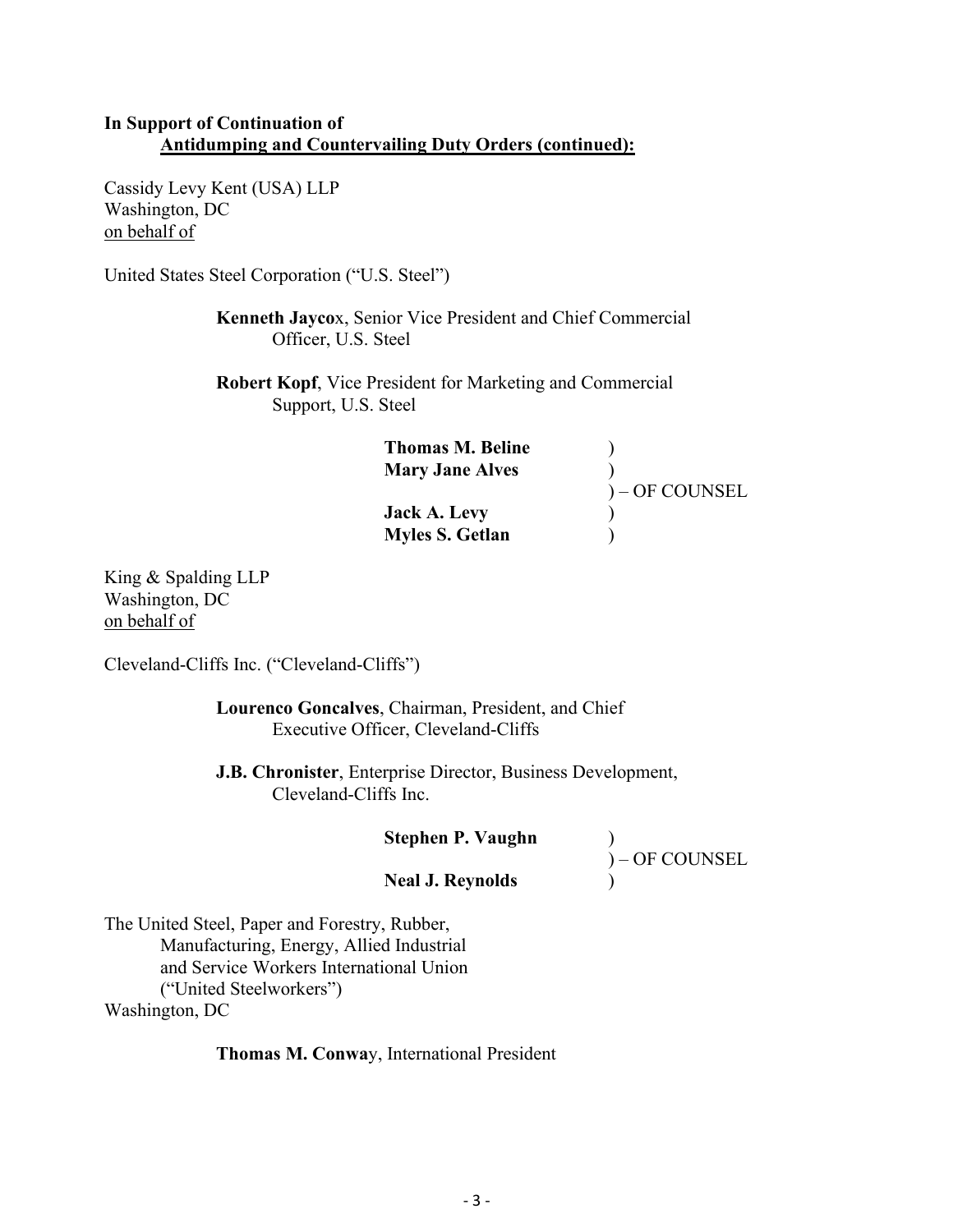**In Support of Continuation of**
**<u>Antidumping and Countervailing Duty Orders (continued):</u>**

Cassidy Levy Kent (USA) LLP
Washington, DC
<u>on behalf of</u>

United States Steel Corporation ("U.S. Steel")

> **Kenneth Jaycox**, Senior Vice President and Chief Commercial Officer, U.S. Steel
>
> **Robert Kopf**, Vice President for Marketing and Commercial Support, U.S. Steel
>
> **Thomas M. Beline** )
> **Mary Jane Alves** )
> ) – OF COUNSEL
> **Jack A. Levy** )
> **Myles S. Getlan** )

King & Spalding LLP
Washington, DC
<u>on behalf of</u>

Cleveland-Cliffs Inc. ("Cleveland-Cliffs")

> **Lourenco Goncalves**, Chairman, President, and Chief Executive Officer, Cleveland-Cliffs
>
> **J.B. Chronister**, Enterprise Director, Business Development, Cleveland-Cliffs Inc.
>
> **Stephen P. Vaughn** )
> ) – OF COUNSEL
> **Neal J. Reynolds** )

The United Steel, Paper and Forestry, Rubber, Manufacturing, Energy, Allied Industrial and Service Workers International Union ("United Steelworkers")
Washington, DC

> **Thomas M. Conway**, International President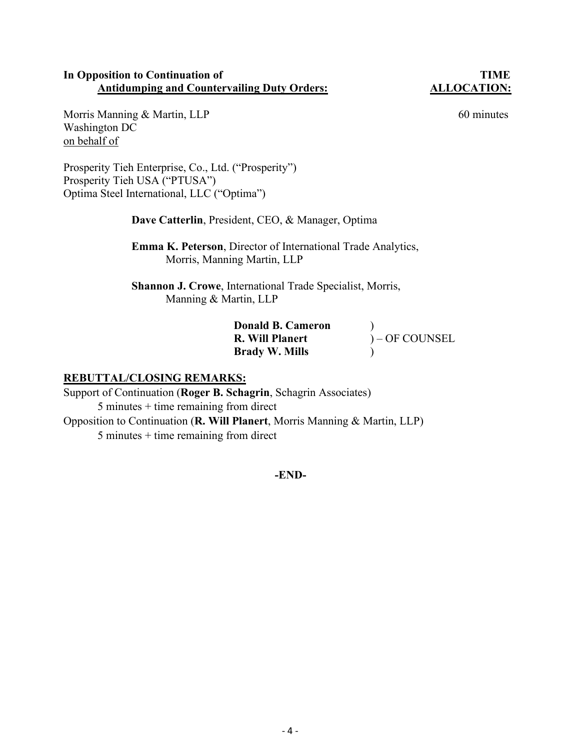**In Opposition to Continuation of** **TIME**
**Antidumping and Countervailing Duty Orders:** **ALLOCATION:**

Morris Manning & Martin, LLP — 60 minutes
Washington DC
on behalf of

Prosperity Tieh Enterprise, Co., Ltd. ("Prosperity")
Prosperity Tieh USA ("PTUSA")
Optima Steel International, LLC ("Optima")

> **Dave Catterlin**, President, CEO, & Manager, Optima
>
> **Emma K. Peterson**, Director of International Trade Analytics, Morris, Manning Martin, LLP
>
> **Shannon J. Crowe**, International Trade Specialist, Morris, Manning & Martin, LLP
>
> **Donald B. Cameron** )
> **R. Will Planert** ) – OF COUNSEL
> **Brady W. Mills** )

## REBUTTAL/CLOSING REMARKS:

Support of Continuation (**Roger B. Schagrin**, Schagrin Associates)
5 minutes + time remaining from direct

Opposition to Continuation (**R. Will Planert**, Morris Manning & Martin, LLP)
5 minutes + time remaining from direct

**-END-**